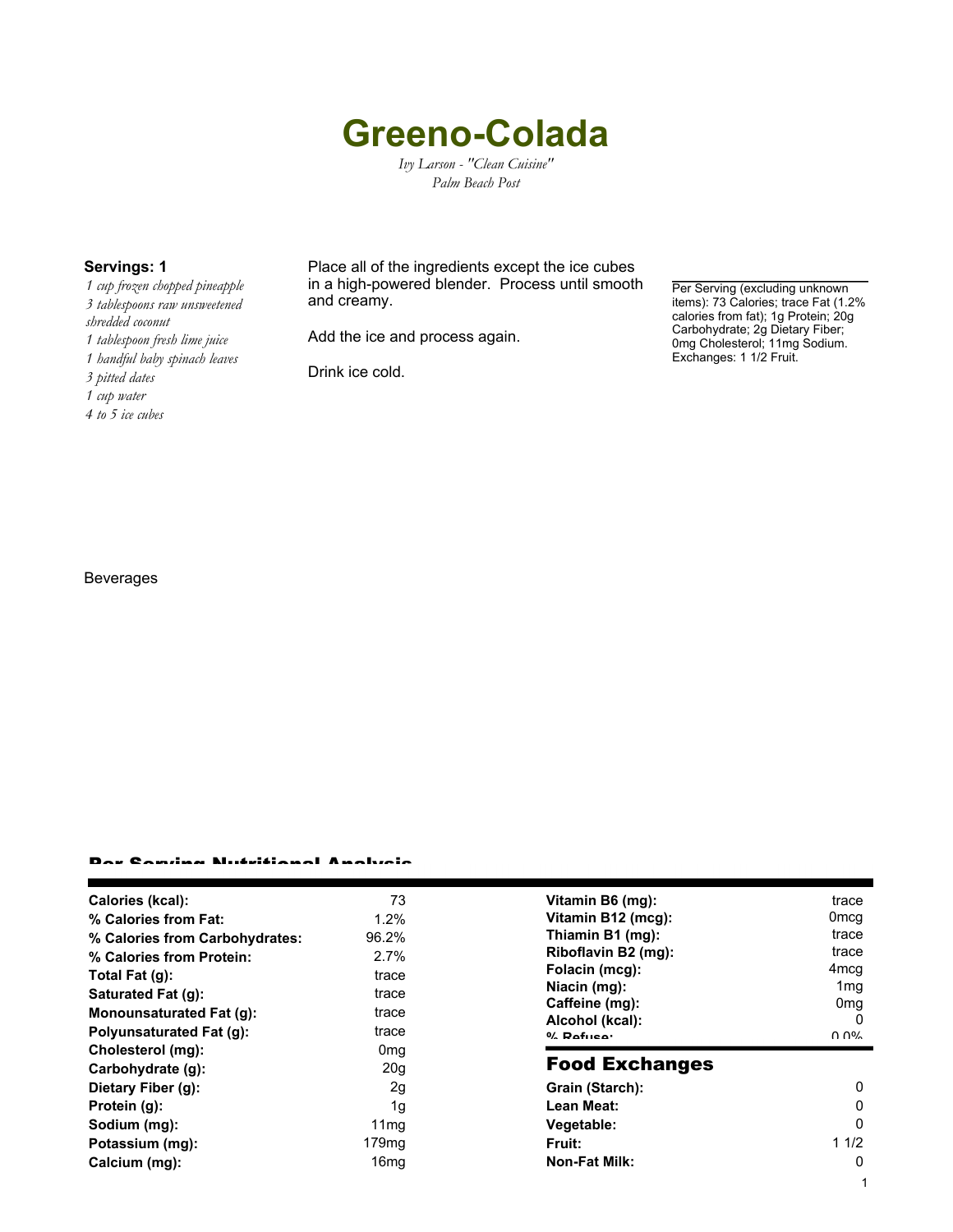# Greeno-Colada

*Ivy Larson - "Clean Cuisine"*
*Palm Beach Post*

**Servings: 1**

*1 cup frozen chopped pineapple*
*3 tablespoons raw unsweetened shredded coconut*
*1 tablespoon fresh lime juice*
*1 handful baby spinach leaves*
*3 pitted dates*
*1 cup water*
*4 to 5 ice cubes*

Place all of the ingredients except the ice cubes in a high-powered blender. Process until smooth and creamy.

Add the ice and process again.

Drink ice cold.

Per Serving (excluding unknown items): 73 Calories; trace Fat (1.2% calories from fat); 1g Protein; 20g Carbohydrate; 2g Dietary Fiber; 0mg Cholesterol; 11mg Sodium. Exchanges: 1 1/2 Fruit.

Beverages

## Per Serving Nutritional Analysis

| | |
|---|---|
| **Calories (kcal):** | 73 |
| **% Calories from Fat:** | 1.2% |
| **% Calories from Carbohydrates:** | 96.2% |
| **% Calories from Protein:** | 2.7% |
| **Total Fat (g):** | trace |
| **Saturated Fat (g):** | trace |
| **Monounsaturated Fat (g):** | trace |
| **Polyunsaturated Fat (g):** | trace |
| **Cholesterol (mg):** | 0mg |
| **Carbohydrate (g):** | 20g |
| **Dietary Fiber (g):** | 2g |
| **Protein (g):** | 1g |
| **Sodium (mg):** | 11mg |
| **Potassium (mg):** | 179mg |
| **Calcium (mg):** | 16mg |
| **Vitamin B6 (mg):** | trace |
| **Vitamin B12 (mcg):** | 0mcg |
| **Thiamin B1 (mg):** | trace |
| **Riboflavin B2 (mg):** | trace |
| **Folacin (mcg):** | 4mcg |
| **Niacin (mg):** | 1mg |
| **Caffeine (mg):** | 0mg |
| **Alcohol (kcal):** | 0 |
| **% Refuse:** | 0.0% |

## Food Exchanges

| | |
|---|---|
| **Grain (Starch):** | 0 |
| **Lean Meat:** | 0 |
| **Vegetable:** | 0 |
| **Fruit:** | 1 1/2 |
| **Non-Fat Milk:** | 0 |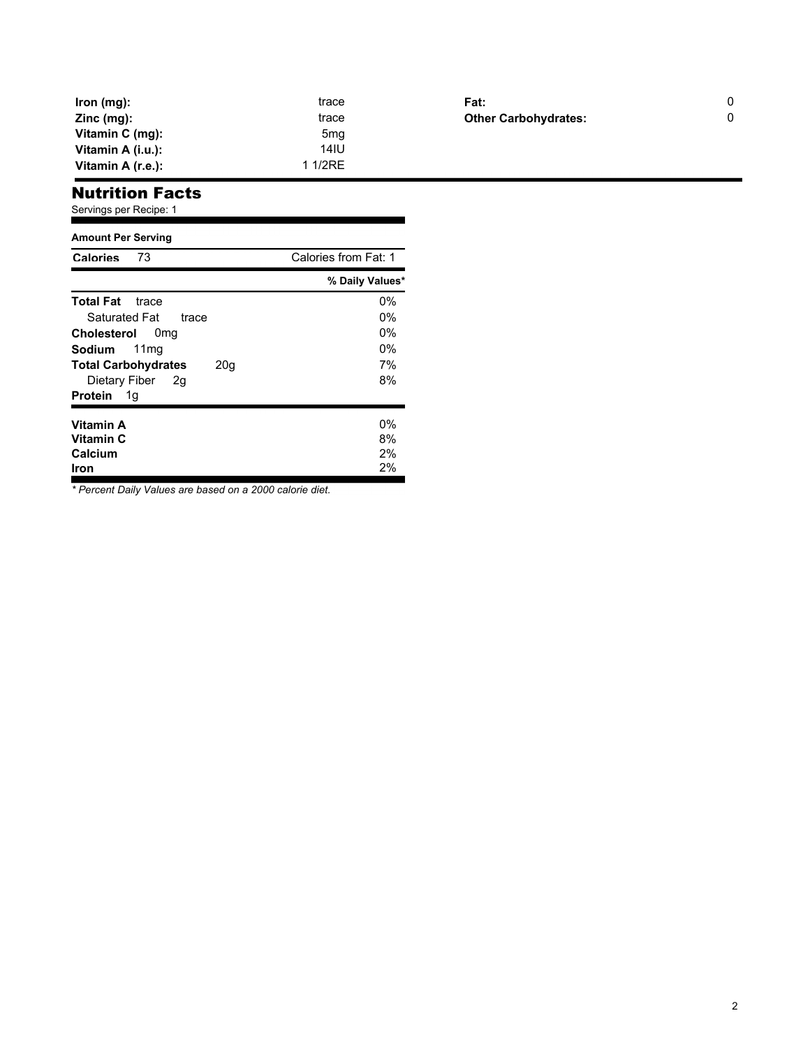| | | | |
|---|---|---|---|
| **Iron (mg):** | trace | **Fat:** | 0 |
| **Zinc (mg):** | trace | **Other Carbohydrates:** | 0 |
| **Vitamin C (mg):** | 5mg | | |
| **Vitamin A (i.u.):** | 14IU | | |
| **Vitamin A (r.e.):** | 1 1/2RE | | |

## Nutrition Facts

Servings per Recipe: 1

**Amount Per Serving**

| | |
|---|---|
| **Calories** 73 | Calories from Fat: 1 |
| | **% Daily Values*** |
| **Total Fat** trace | 0% |
| Saturated Fat trace | 0% |
| **Cholesterol** 0mg | 0% |
| **Sodium** 11mg | 0% |
| **Total Carbohydrates** 20g | 7% |
| Dietary Fiber 2g | 8% |
| **Protein** 1g | |
| **Vitamin A** | 0% |
| **Vitamin C** | 8% |
| **Calcium** | 2% |
| **Iron** | 2% |

*\* Percent Daily Values are based on a 2000 calorie diet.*